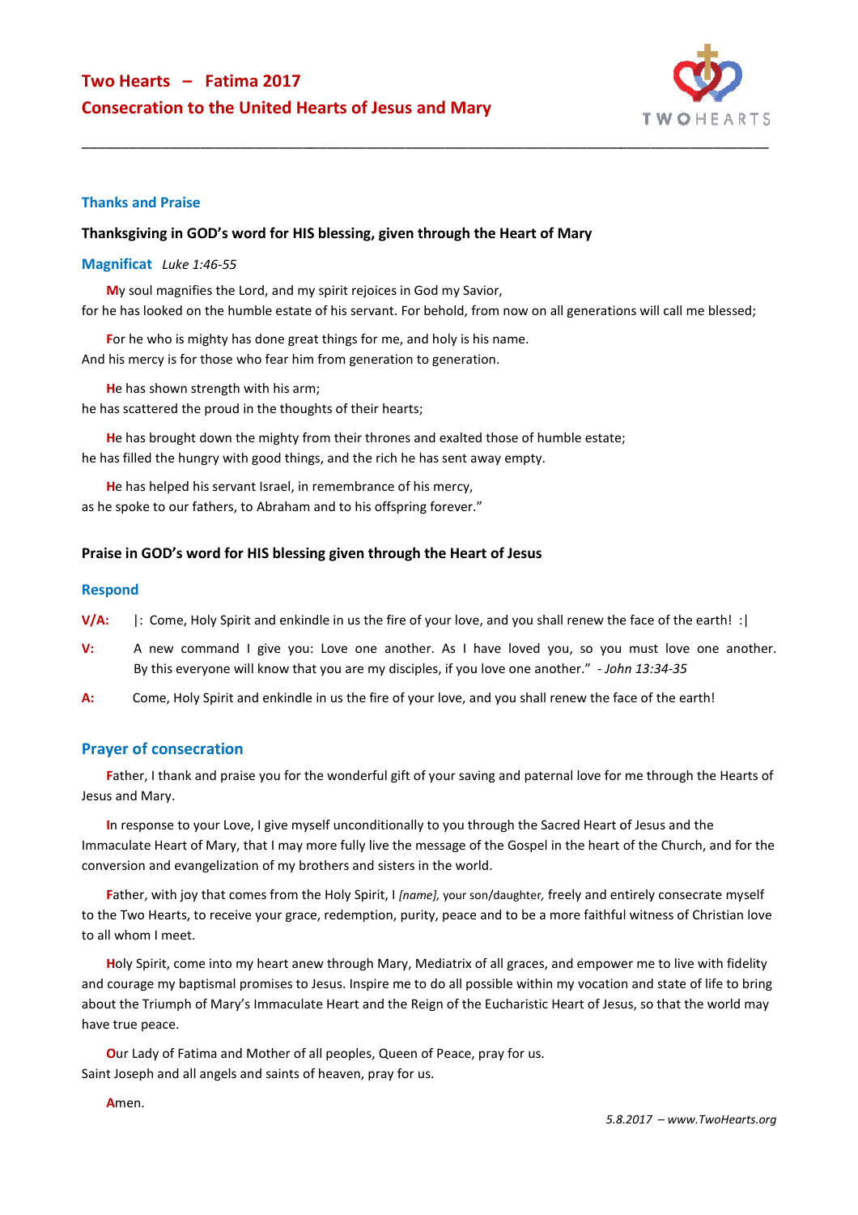# Two Hearts – Fatima 2017

# Consecration to the United Hearts of Jesus and Mary

---

## Thanks and Praise

### Thanksgiving in GOD's word for HIS blessing, given through the Heart of Mary

**Magnificat** *Luke 1:46-55*

My soul magnifies the Lord, and my spirit rejoices in God my Savior,
for he has looked on the humble estate of his servant. For behold, from now on all generations will call me blessed;

For he who is mighty has done great things for me, and holy is his name.
And his mercy is for those who fear him from generation to generation.

He has shown strength with his arm;
he has scattered the proud in the thoughts of their hearts;

He has brought down the mighty from their thrones and exalted those of humble estate;
he has filled the hungry with good things, and the rich he has sent away empty.

He has helped his servant Israel, in remembrance of his mercy,
as he spoke to our fathers, to Abraham and to his offspring forever."

### Praise in GOD's word for HIS blessing given through the Heart of Jesus

**Respond**

**V/A:** |: Come, Holy Spirit and enkindle in us the fire of your love, and you shall renew the face of the earth! :|

**V:** A new command I give you: Love one another. As I have loved you, so you must love one another. By this everyone will know that you are my disciples, if you love one another." *- John 13:34-35*

**A:** Come, Holy Spirit and enkindle in us the fire of your love, and you shall renew the face of the earth!

## Prayer of consecration

Father, I thank and praise you for the wonderful gift of your saving and paternal love for me through the Hearts of Jesus and Mary.

In response to your Love, I give myself unconditionally to you through the Sacred Heart of Jesus and the Immaculate Heart of Mary, that I may more fully live the message of the Gospel in the heart of the Church, and for the conversion and evangelization of my brothers and sisters in the world.

Father, with joy that comes from the Holy Spirit, I *[name],* your son/daughter, freely and entirely consecrate myself to the Two Hearts, to receive your grace, redemption, purity, peace and to be a more faithful witness of Christian love to all whom I meet.

Holy Spirit, come into my heart anew through Mary, Mediatrix of all graces, and empower me to live with fidelity and courage my baptismal promises to Jesus. Inspire me to do all possible within my vocation and state of life to bring about the Triumph of Mary's Immaculate Heart and the Reign of the Eucharistic Heart of Jesus, so that the world may have true peace.

Our Lady of Fatima and Mother of all peoples, Queen of Peace, pray for us.
Saint Joseph and all angels and saints of heaven, pray for us.

Amen.

*5.8.2017 – www.TwoHearts.org*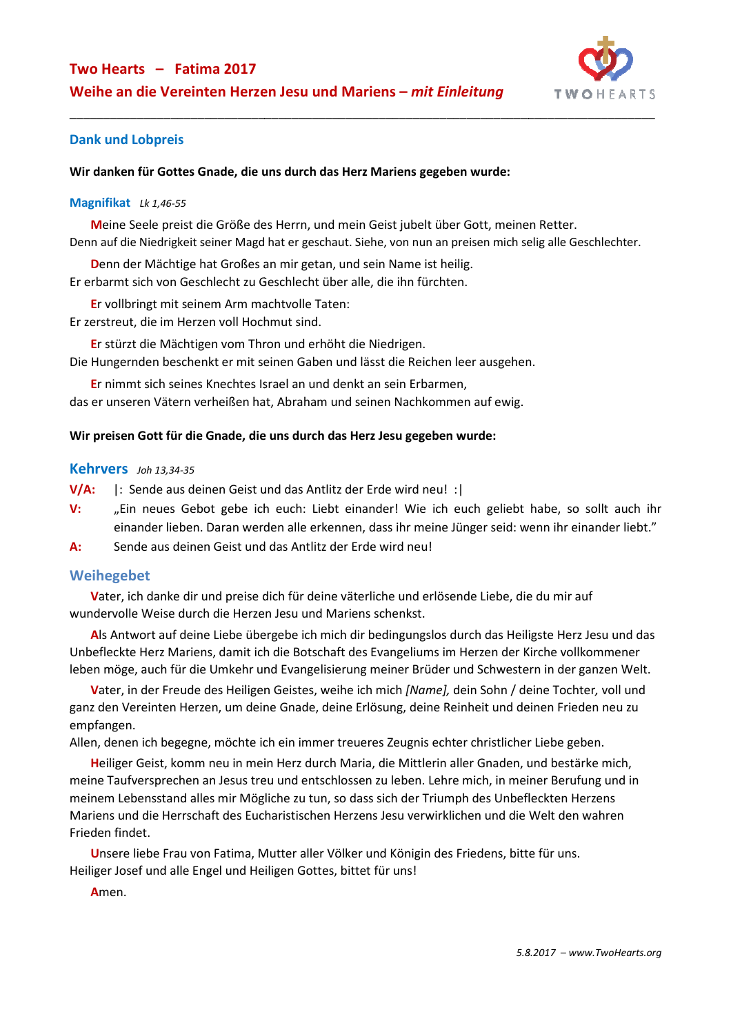## Two Hearts – Fatima 2017

## Weihe an die Vereinten Herzen Jesu und Mariens – *mit Einleitung*

### Dank und Lobpreis

**Wir danken für Gottes Gnade, die uns durch das Herz Mariens gegeben wurde:**

**Magnifikat** *Lk 1,46-55*

Meine Seele preist die Größe des Herrn, und mein Geist jubelt über Gott, meinen Retter.
Denn auf die Niedrigkeit seiner Magd hat er geschaut. Siehe, von nun an preisen mich selig alle Geschlechter.

Denn der Mächtige hat Großes an mir getan, und sein Name ist heilig.
Er erbarmt sich von Geschlecht zu Geschlecht über alle, die ihn fürchten.

Er vollbringt mit seinem Arm machtvolle Taten:
Er zerstreut, die im Herzen voll Hochmut sind.

Er stürzt die Mächtigen vom Thron und erhöht die Niedrigen.
Die Hungernden beschenkt er mit seinen Gaben und lässt die Reichen leer ausgehen.

Er nimmt sich seines Knechtes Israel an und denkt an sein Erbarmen,
das er unseren Vätern verheißen hat, Abraham und seinen Nachkommen auf ewig.

**Wir preisen Gott für die Gnade, die uns durch das Herz Jesu gegeben wurde:**

### Kehrvers *Joh 13,34-35*

**V/A:** |: Sende aus deinen Geist und das Antlitz der Erde wird neu! :|

**V:** „Ein neues Gebot gebe ich euch: Liebt einander! Wie ich euch geliebt habe, so sollt auch ihr einander lieben. Daran werden alle erkennen, dass ihr meine Jünger seid: wenn ihr einander liebt."

**A:** Sende aus deinen Geist und das Antlitz der Erde wird neu!

### Weihegebet

Vater, ich danke dir und preise dich für deine väterliche und erlösende Liebe, die du mir auf wundervolle Weise durch die Herzen Jesu und Mariens schenkst.

Als Antwort auf deine Liebe übergebe ich mich dir bedingungslos durch das Heiligste Herz Jesu und das Unbefleckte Herz Mariens, damit ich die Botschaft des Evangeliums im Herzen der Kirche vollkommener leben möge, auch für die Umkehr und Evangelisierung meiner Brüder und Schwestern in der ganzen Welt.

Vater, in der Freude des Heiligen Geistes, weihe ich mich *[Name],* dein Sohn / deine Tochter, voll und ganz den Vereinten Herzen, um deine Gnade, deine Erlösung, deine Reinheit und deinen Frieden neu zu empfangen.
Allen, denen ich begegne, möchte ich ein immer treueres Zeugnis echter christlicher Liebe geben.

Heiliger Geist, komm neu in mein Herz durch Maria, die Mittlerin aller Gnaden, und bestärke mich, meine Taufversprechen an Jesus treu und entschlossen zu leben. Lehre mich, in meiner Berufung und in meinem Lebensstand alles mir Mögliche zu tun, so dass sich der Triumph des Unbefleckten Herzens Mariens und die Herrschaft des Eucharistischen Herzens Jesu verwirklichen und die Welt den wahren Frieden findet.

Unsere liebe Frau von Fatima, Mutter aller Völker und Königin des Friedens, bitte für uns.
Heiliger Josef und alle Engel und Heiligen Gottes, bittet für uns!

Amen.

*5.8.2017 – www.TwoHearts.org*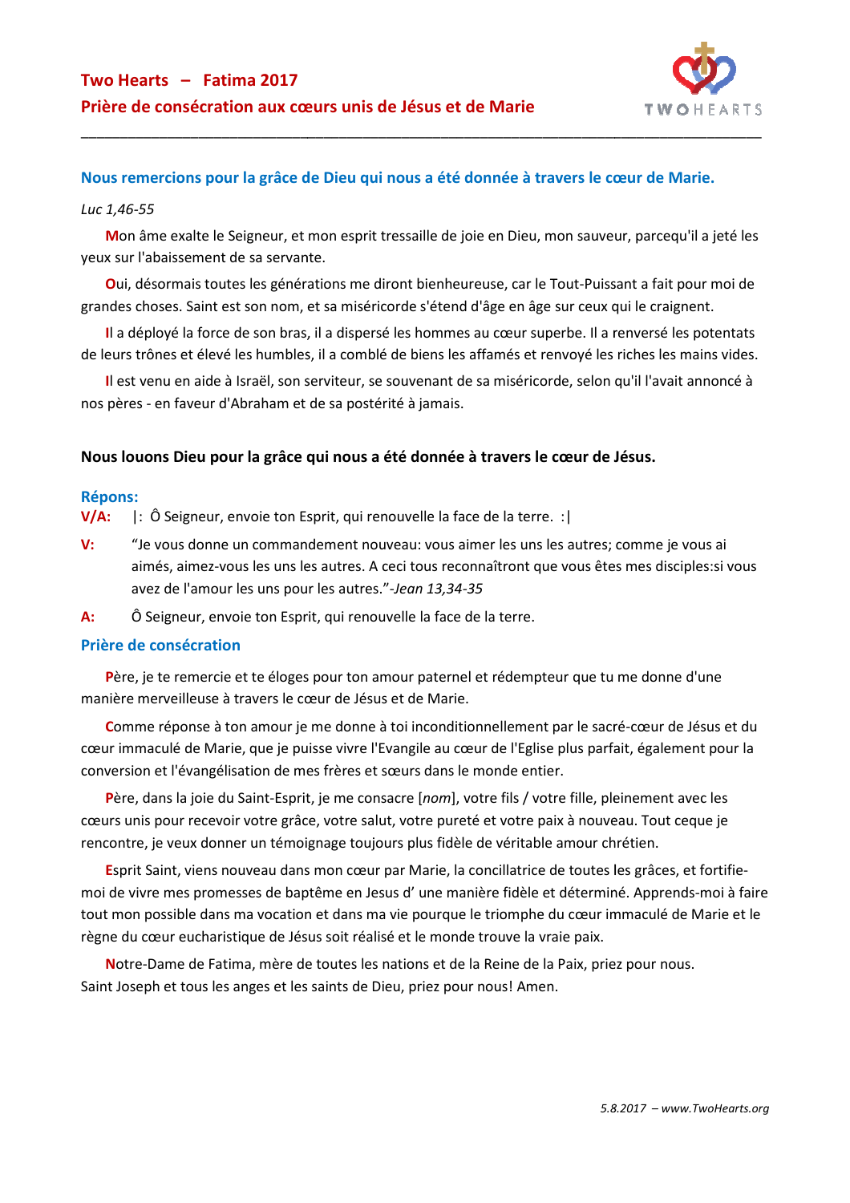## Two Hearts – Fatima 2017
## Prière de consécration aux cœurs unis de Jésus et de Marie

---

### Nous remercions pour la grâce de Dieu qui nous a été donnée à travers le cœur de Marie.

*Luc 1,46-55*

Mon âme exalte le Seigneur, et mon esprit tressaille de joie en Dieu, mon sauveur, parcequ'il a jeté les yeux sur l'abaissement de sa servante.

Oui, désormais toutes les générations me diront bienheureuse, car le Tout-Puissant a fait pour moi de grandes choses. Saint est son nom, et sa miséricorde s'étend d'âge en âge sur ceux qui le craignent.

Il a déployé la force de son bras, il a dispersé les hommes au cœur superbe. Il a renversé les potentats de leurs trônes et élevé les humbles, il a comblé de biens les affamés et renvoyé les riches les mains vides.

Il est venu en aide à Israël, son serviteur, se souvenant de sa miséricorde, selon qu'il l'avait annoncé à nos pères - en faveur d'Abraham et de sa postérité à jamais.

### Nous louons Dieu pour la grâce qui nous a été donnée à travers le cœur de Jésus.

**Répons:**

**V/A:** |: Ô Seigneur, envoie ton Esprit, qui renouvelle la face de la terre. :|

**V:** “Je vous donne un commandement nouveau: vous aimer les uns les autres; comme je vous ai aimés, aimez-vous les uns les autres. A ceci tous reconnaîtront que vous êtes mes disciples:si vous avez de l'amour les uns pour les autres.”-*Jean 13,34-35*

**A:** Ô Seigneur, envoie ton Esprit, qui renouvelle la face de la terre.

### Prière de consécration

Père, je te remercie et te éloges pour ton amour paternel et rédempteur que tu me donne d'une manière merveilleuse à travers le cœur de Jésus et de Marie.

Comme réponse à ton amour je me donne à toi inconditionnellement par le sacré-cœur de Jésus et du cœur immaculé de Marie, que je puisse vivre l'Evangile au cœur de l'Eglise plus parfait, également pour la conversion et l'évangélisation de mes frères et sœurs dans le monde entier.

Père, dans la joie du Saint-Esprit, je me consacre [*nom*], votre fils / votre fille, pleinement avec les cœurs unis pour recevoir votre grâce, votre salut, votre pureté et votre paix à nouveau. Tout ceque je rencontre, je veux donner un témoignage toujours plus fidèle de véritable amour chrétien.

Esprit Saint, viens nouveau dans mon cœur par Marie, la concillatrice de toutes les grâces, et fortifie-moi de vivre mes promesses de baptême en Jesus d' une manière fidèle et déterminé. Apprends-moi à faire tout mon possible dans ma vocation et dans ma vie pourque le triomphe du cœur immaculé de Marie et le règne du cœur eucharistique de Jésus soit réalisé et le monde trouve la vraie paix.

Notre-Dame de Fatima, mère de toutes les nations et de la Reine de la Paix, priez pour nous.
Saint Joseph et tous les anges et les saints de Dieu, priez pour nous! Amen.

*5.8.2017 – www.TwoHearts.org*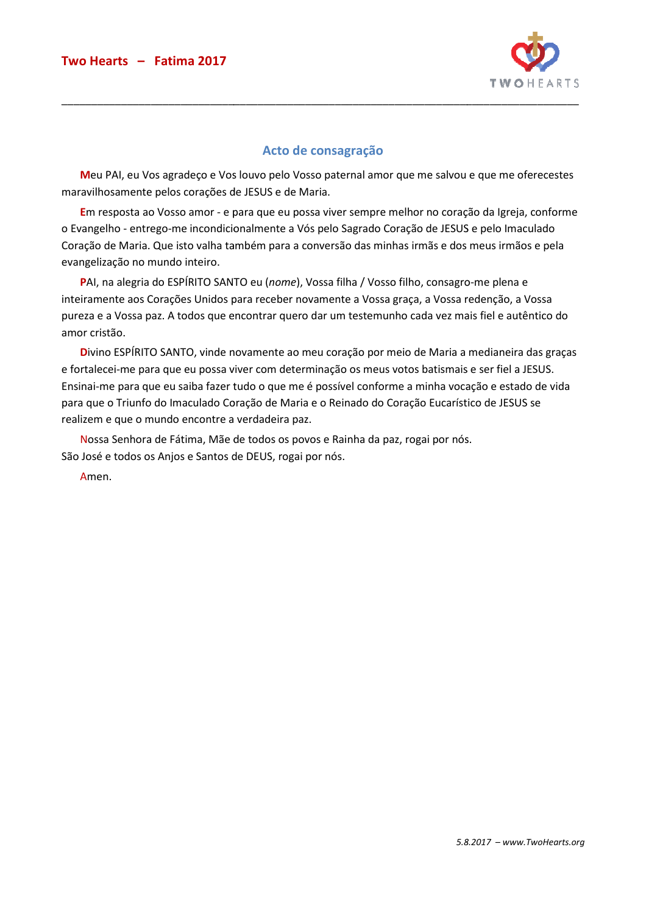## Acto de consagração

**M**eu PAI, eu Vos agradeço e Vos louvo pelo Vosso paternal amor que me salvou e que me oferecestes maravilhosamente pelos corações de JESUS e de Maria.

**E**m resposta ao Vosso amor - e para que eu possa viver sempre melhor no coração da Igreja, conforme o Evangelho - entrego-me incondicionalmente a Vós pelo Sagrado Coração de JESUS e pelo Imaculado Coração de Maria. Que isto valha também para a conversão das minhas irmãs e dos meus irmãos e pela evangelização no mundo inteiro.

**P**AI, na alegria do ESPÍRITO SANTO eu (*nome*), Vossa filha / Vosso filho, consagro-me plena e inteiramente aos Corações Unidos para receber novamente a Vossa graça, a Vossa redenção, a Vossa pureza e a Vossa paz. A todos que encontrar quero dar um testemunho cada vez mais fiel e autêntico do amor cristão.

**D**ivino ESPÍRITO SANTO, vinde novamente ao meu coração por meio de Maria a medianeira das graças e fortalecei-me para que eu possa viver com determinação os meus votos batismais e ser fiel a JESUS. Ensinai-me para que eu saiba fazer tudo o que me é possível conforme a minha vocação e estado de vida para que o Triunfo do Imaculado Coração de Maria e o Reinado do Coração Eucarístico de JESUS se realizem e que o mundo encontre a verdadeira paz.

Nossa Senhora de Fátima, Mãe de todos os povos e Rainha da paz, rogai por nós.
São José e todos os Anjos e Santos de DEUS, rogai por nós.

Amen.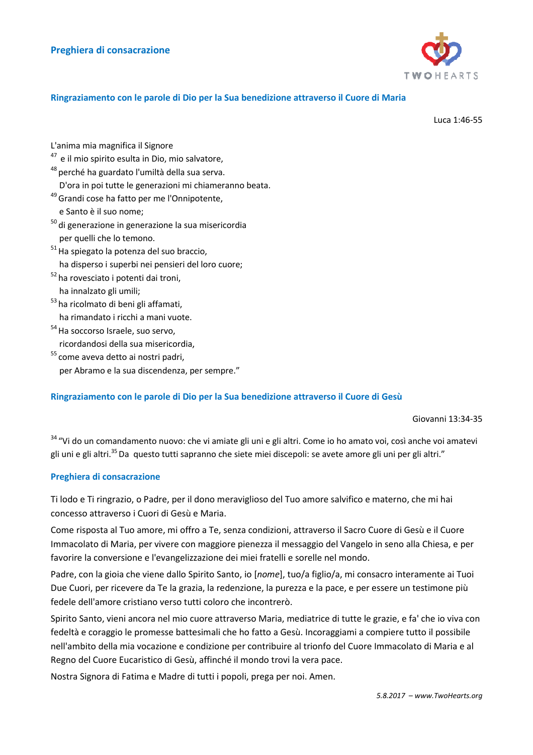## Preghiera di consacrazione

### Ringraziamento con le parole di Dio per la Sua benedizione attraverso il Cuore di Maria

Luca 1:46-55

L'anima mia magnifica il Signore
[47] e il mio spirito esulta in Dio, mio salvatore,
[48] perché ha guardato l'umiltà della sua serva.
D'ora in poi tutte le generazioni mi chiameranno beata.
[49] Grandi cose ha fatto per me l'Onnipotente,
e Santo è il suo nome;
[50] di generazione in generazione la sua misericordia
per quelli che lo temono.
[51] Ha spiegato la potenza del suo braccio,
ha disperso i superbi nei pensieri del loro cuore;
[52] ha rovesciato i potenti dai troni,
ha innalzato gli umili;
[53] ha ricolmato di beni gli affamati,
ha rimandato i ricchi a mani vuote.
[54] Ha soccorso Israele, suo servo,
ricordandosi della sua misericordia,
[55] come aveva detto ai nostri padri,
per Abramo e la sua discendenza, per sempre."

### Ringraziamento con le parole di Dio per la Sua benedizione attraverso il Cuore di Gesù

Giovanni 13:34-35

[34] "Vi do un comandamento nuovo: che vi amiate gli uni e gli altri. Come io ho amato voi, così anche voi amatevi gli uni e gli altri.[35] Da questo tutti sapranno che siete miei discepoli: se avete amore gli uni per gli altri."

### Preghiera di consacrazione

Ti lodo e Ti ringrazio, o Padre, per il dono meraviglioso del Tuo amore salvifico e materno, che mi hai concesso attraverso i Cuori di Gesù e Maria.

Come risposta al Tuo amore, mi offro a Te, senza condizioni, attraverso il Sacro Cuore di Gesù e il Cuore Immacolato di Maria, per vivere con maggiore pienezza il messaggio del Vangelo in seno alla Chiesa, e per favorire la conversione e l'evangelizzazione dei miei fratelli e sorelle nel mondo.

Padre, con la gioia che viene dallo Spirito Santo, io [*nome*], tuo/a figlio/a, mi consacro interamente ai Tuoi Due Cuori, per ricevere da Te la grazia, la redenzione, la purezza e la pace, e per essere un testimone più fedele dell'amore cristiano verso tutti coloro che incontrerò.

Spirito Santo, vieni ancora nel mio cuore attraverso Maria, mediatrice di tutte le grazie, e fa' che io viva con fedeltà e coraggio le promesse battesimali che ho fatto a Gesù. Incoraggiami a compiere tutto il possibile nell'ambito della mia vocazione e condizione per contribuire al trionfo del Cuore Immacolato di Maria e al Regno del Cuore Eucaristico di Gesù, affinché il mondo trovi la vera pace.

Nostra Signora di Fatima e Madre di tutti i popoli, prega per noi. Amen.

*5.8.2017 – www.TwoHearts.org*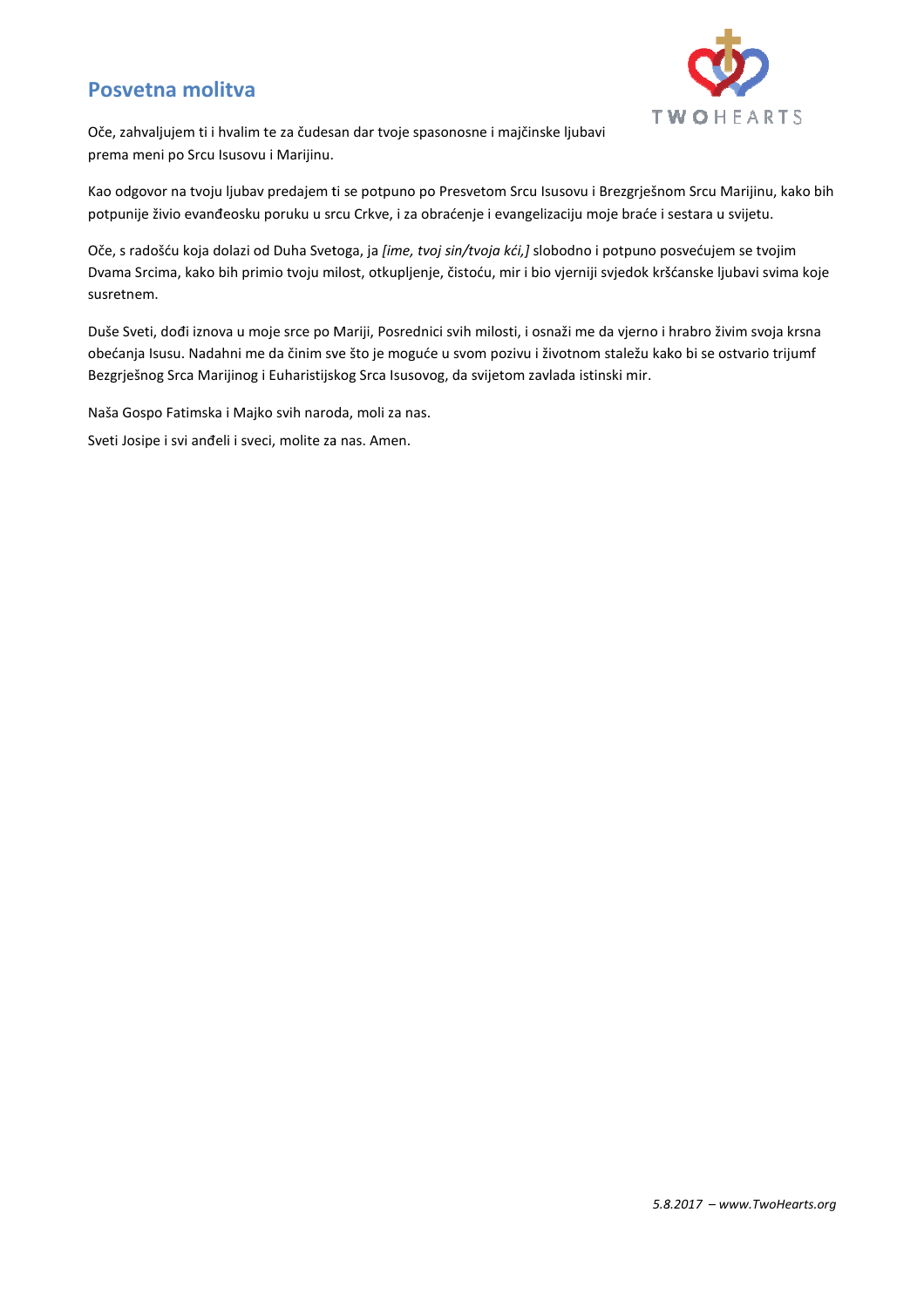# Posvetna molitva

Oče, zahvaljujem ti i hvalim te za čudesan dar tvoje spasonosne i majčinske ljubavi prema meni po Srcu Isusovu i Marijinu.

Kao odgovor na tvoju ljubav predajem ti se potpuno po Presvetom Srcu Isusovu i Brezgrješnom Srcu Marijinu, kako bih potpunije živio evanđeosku poruku u srcu Crkve, i za obraćenje i evangelizaciju moje braće i sestara u svijetu.

Oče, s radošću koja dolazi od Duha Svetoga, ja *[ime, tvoj sin/tvoja kći,]* slobodno i potpuno posvećujem se tvojim Dvama Srcima, kako bih primio tvoju milost, otkupljenje, čistoću, mir i bio vjerniji svjedok kršćanske ljubavi svima koje susretnem.

Duše Sveti, dođi iznova u moje srce po Mariji, Posrednici svih milosti, i osnaži me da vjerno i hrabro živim svoja krsna obećanja Isusu. Nadahni me da činim sve što je moguće u svom pozivu i životnom staležu kako bi se ostvario trijumf Bezgrješnog Srca Marijinog i Euharistijskog Srca Isusovog, da svijetom zavlada istinski mir.

Naša Gospo Fatimska i Majko svih naroda, moli za nas.

Sveti Josipe i svi anđeli i sveci, molite za nas. Amen.

*5.8.2017 – www.TwoHearts.org*